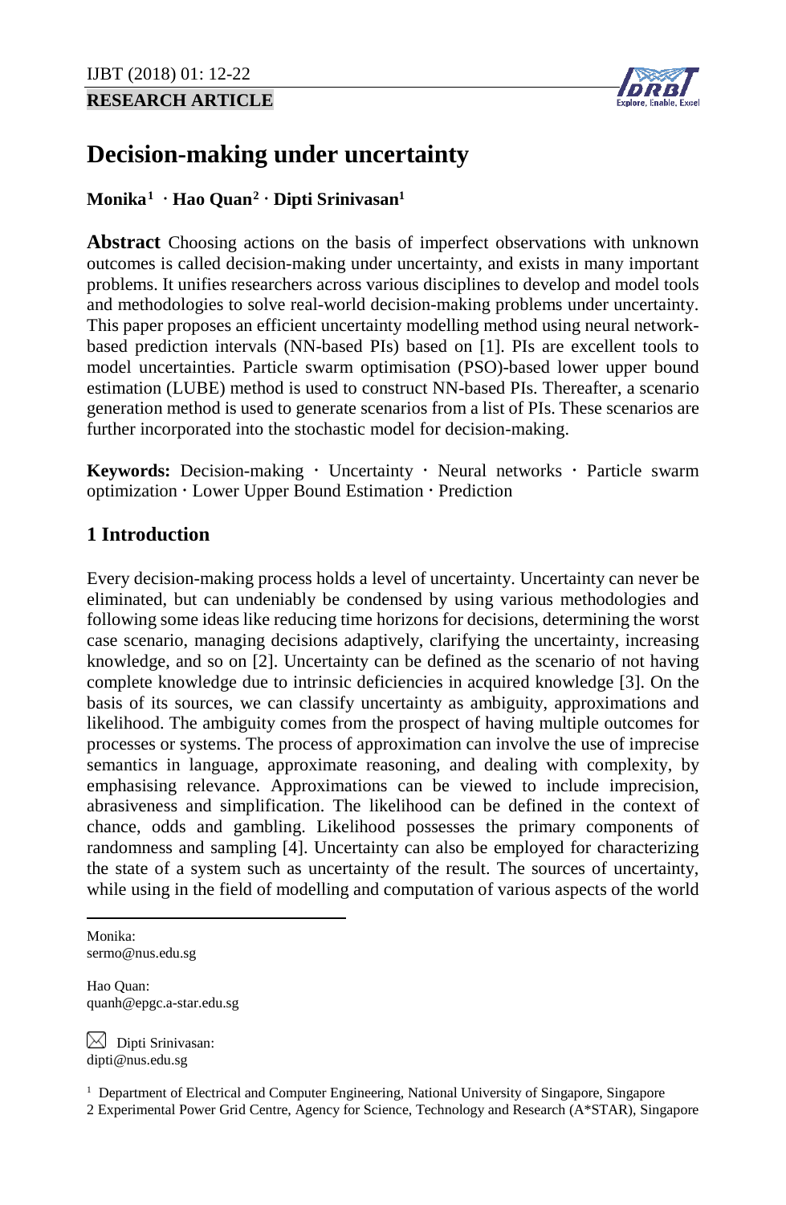RESEARCH ARTICLE

# Decision-making under uncertainty

**Monika[1] · Hao Quan[2] · Dipti Srinivasan[1]**

**Abstract** Choosing actions on the basis of imperfect observations with unknown outcomes is called decision-making under uncertainty, and exists in many important problems. It unifies researchers across various disciplines to develop and model tools and methodologies to solve real-world decision-making problems under uncertainty. This paper proposes an efficient uncertainty modelling method using neural network-based prediction intervals (NN-based PIs) based on [1]. PIs are excellent tools to model uncertainties. Particle swarm optimisation (PSO)-based lower upper bound estimation (LUBE) method is used to construct NN-based PIs. Thereafter, a scenario generation method is used to generate scenarios from a list of PIs. These scenarios are further incorporated into the stochastic model for decision-making.

**Keywords:** Decision-making · Uncertainty · Neural networks · Particle swarm optimization · Lower Upper Bound Estimation · Prediction

## 1 Introduction

Every decision-making process holds a level of uncertainty. Uncertainty can never be eliminated, but can undeniably be condensed by using various methodologies and following some ideas like reducing time horizons for decisions, determining the worst case scenario, managing decisions adaptively, clarifying the uncertainty, increasing knowledge, and so on [2]. Uncertainty can be defined as the scenario of not having complete knowledge due to intrinsic deficiencies in acquired knowledge [3]. On the basis of its sources, we can classify uncertainty as ambiguity, approximations and likelihood. The ambiguity comes from the prospect of having multiple outcomes for processes or systems. The process of approximation can involve the use of imprecise semantics in language, approximate reasoning, and dealing with complexity, by emphasising relevance. Approximations can be viewed to include imprecision, abrasiveness and simplification. The likelihood can be defined in the context of chance, odds and gambling. Likelihood possesses the primary components of randomness and sampling [4]. Uncertainty can also be employed for characterizing the state of a system such as uncertainty of the result. The sources of uncertainty, while using in the field of modelling and computation of various aspects of the world

---

Monika:
sermo@nus.edu.sg

Hao Quan:
quanh@epgc.a-star.edu.sg

Dipti Srinivasan:
dipti@nus.edu.sg

[1] Department of Electrical and Computer Engineering, National University of Singapore, Singapore

[2] Experimental Power Grid Centre, Agency for Science, Technology and Research (A*STAR), Singapore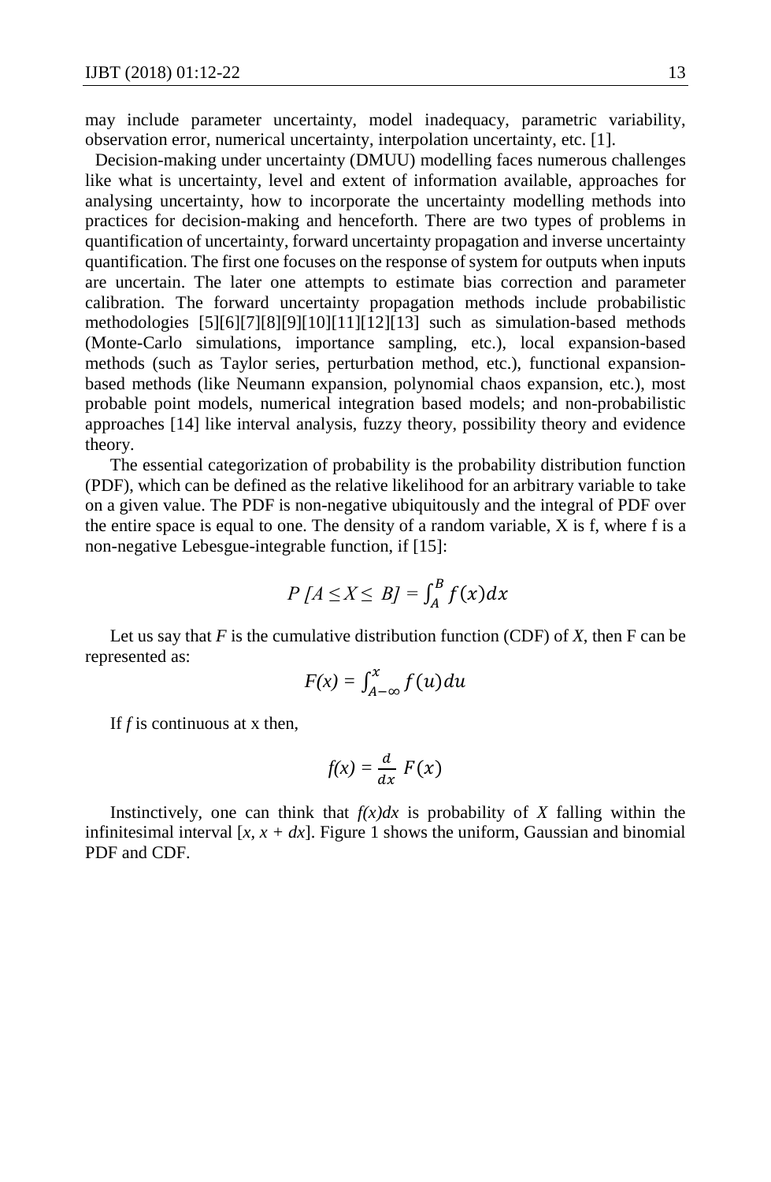may include parameter uncertainty, model inadequacy, parametric variability, observation error, numerical uncertainty, interpolation uncertainty, etc. [1].

Decision-making under uncertainty (DMUU) modelling faces numerous challenges like what is uncertainty, level and extent of information available, approaches for analysing uncertainty, how to incorporate the uncertainty modelling methods into practices for decision-making and henceforth. There are two types of problems in quantification of uncertainty, forward uncertainty propagation and inverse uncertainty quantification. The first one focuses on the response of system for outputs when inputs are uncertain. The later one attempts to estimate bias correction and parameter calibration. The forward uncertainty propagation methods include probabilistic methodologies [5][6][7][8][9][10][11][12][13] such as simulation-based methods (Monte-Carlo simulations, importance sampling, etc.), local expansion-based methods (such as Taylor series, perturbation method, etc.), functional expansion-based methods (like Neumann expansion, polynomial chaos expansion, etc.), most probable point models, numerical integration based models; and non-probabilistic approaches [14] like interval analysis, fuzzy theory, possibility theory and evidence theory.

The essential categorization of probability is the probability distribution function (PDF), which can be defined as the relative likelihood for an arbitrary variable to take on a given value. The PDF is non-negative ubiquitously and the integral of PDF over the entire space is equal to one. The density of a random variable, X is f, where f is a non-negative Lebesgue-integrable function, if [15]:

$$P\,[A \le X \le B] = \int_A^B f(x)dx$$

Let us say that *F* is the cumulative distribution function (CDF) of *X*, then F can be represented as:

$$F(x) = \int_{A-\infty}^{x} f(u)du$$

If *f* is continuous at x then,

$$f(x) = \frac{d}{dx}\,F(x)$$

Instinctively, one can think that $f(x)dx$ is probability of *X* falling within the infinitesimal interval $[x, x + dx]$. Figure 1 shows the uniform, Gaussian and binomial PDF and CDF.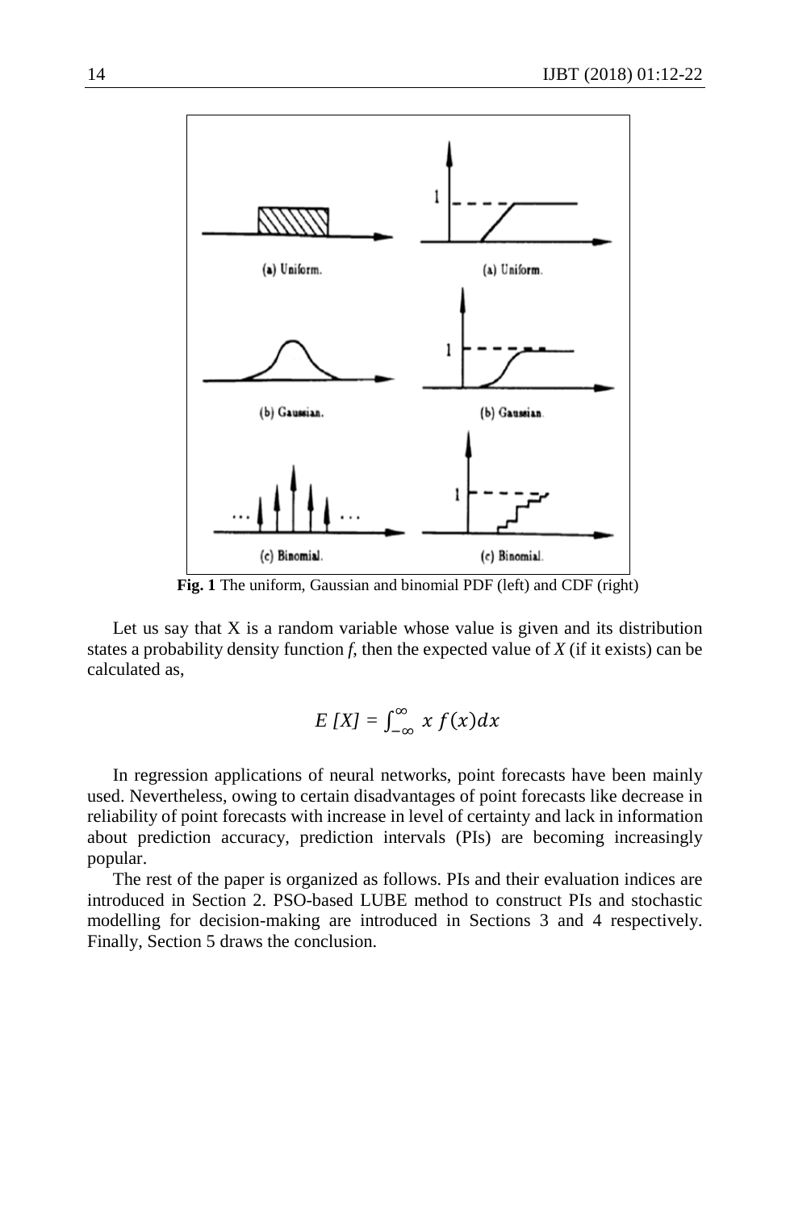**Fig. 1** The uniform, Gaussian and binomial PDF (left) and CDF (right)

Let us say that X is a random variable whose value is given and its distribution states a probability density function *f*, then the expected value of *X* (if it exists) can be calculated as,

$$E\,[X] = \int_{-\infty}^{\infty} x\, f(x)dx$$

In regression applications of neural networks, point forecasts have been mainly used. Nevertheless, owing to certain disadvantages of point forecasts like decrease in reliability of point forecasts with increase in level of certainty and lack in information about prediction accuracy, prediction intervals (PIs) are becoming increasingly popular.

The rest of the paper is organized as follows. PIs and their evaluation indices are introduced in Section 2. PSO-based LUBE method to construct PIs and stochastic modelling for decision-making are introduced in Sections 3 and 4 respectively. Finally, Section 5 draws the conclusion.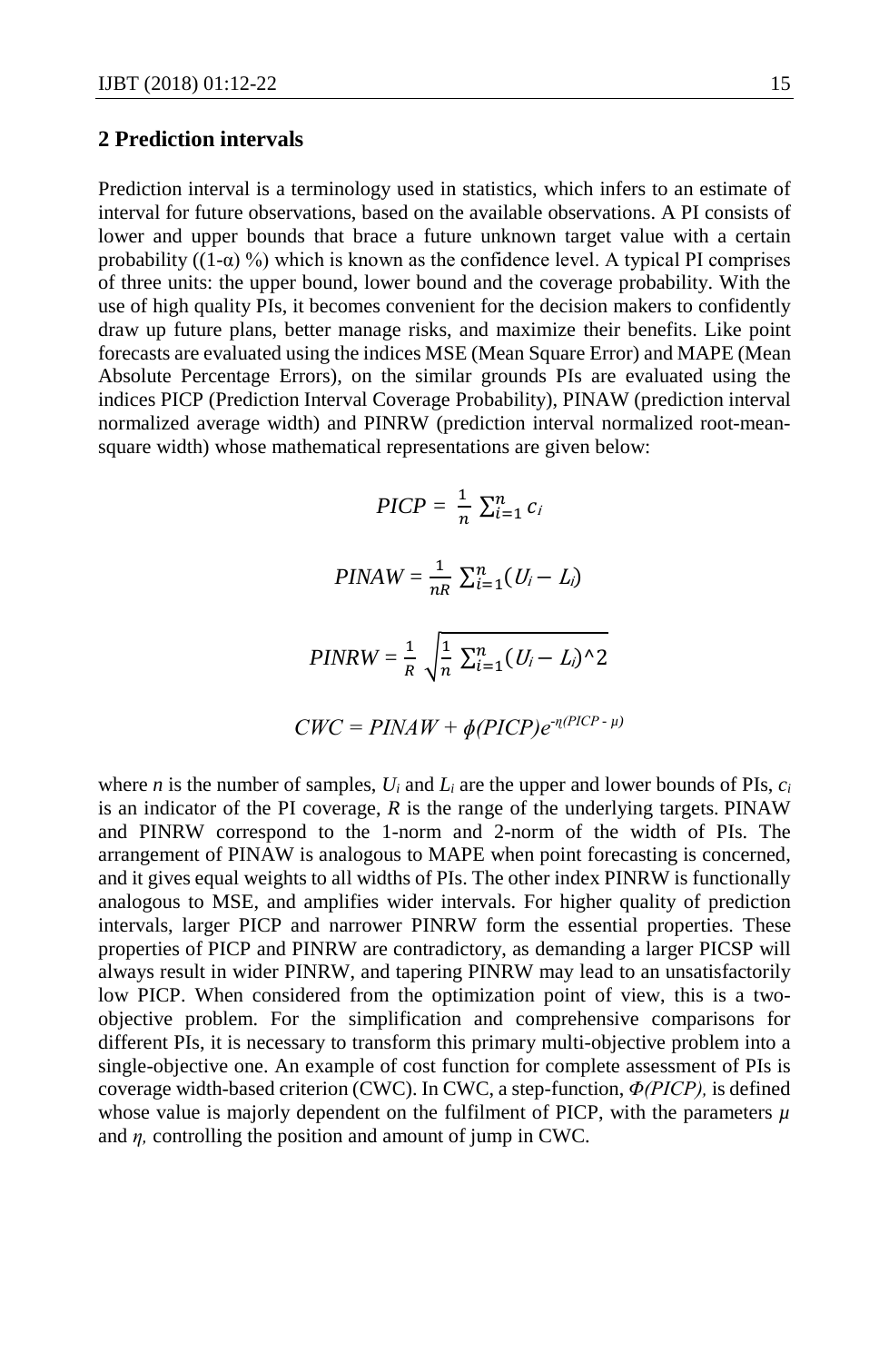## 2 Prediction intervals

Prediction interval is a terminology used in statistics, which infers to an estimate of interval for future observations, based on the available observations. A PI consists of lower and upper bounds that brace a future unknown target value with a certain probability ((1-α) %) which is known as the confidence level. A typical PI comprises of three units: the upper bound, lower bound and the coverage probability. With the use of high quality PIs, it becomes convenient for the decision makers to confidently draw up future plans, better manage risks, and maximize their benefits. Like point forecasts are evaluated using the indices MSE (Mean Square Error) and MAPE (Mean Absolute Percentage Errors), on the similar grounds PIs are evaluated using the indices PICP (Prediction Interval Coverage Probability), PINAW (prediction interval normalized average width) and PINRW (prediction interval normalized root-mean-square width) whose mathematical representations are given below:

$$PICP = \frac{1}{n} \sum_{i=1}^{n} c_i$$

$$PINAW = \frac{1}{nR} \sum_{i=1}^{n} (U_i - L_i)$$

$$PINRW = \frac{1}{R} \sqrt{\frac{1}{n} \sum_{i=1}^{n} (U_i - L_i)^2}$$

$$CWC = PINAW + \phi(PICP) e^{-\eta(PICP - \mu)}$$

where $n$ is the number of samples, $U_i$ and $L_i$ are the upper and lower bounds of PIs, $c_i$ is an indicator of the PI coverage, $R$ is the range of the underlying targets. PINAW and PINRW correspond to the 1-norm and 2-norm of the width of PIs. The arrangement of PINAW is analogous to MAPE when point forecasting is concerned, and it gives equal weights to all widths of PIs. The other index PINRW is functionally analogous to MSE, and amplifies wider intervals. For higher quality of prediction intervals, larger PICP and narrower PINRW form the essential properties. These properties of PICP and PINRW are contradictory, as demanding a larger PICSP will always result in wider PINRW, and tapering PINRW may lead to an unsatisfactorily low PICP. When considered from the optimization point of view, this is a two-objective problem. For the simplification and comprehensive comparisons for different PIs, it is necessary to transform this primary multi-objective problem into a single-objective one. An example of cost function for complete assessment of PIs is coverage width-based criterion (CWC). In CWC, a step-function, $\Phi(PICP)$, is defined whose value is majorly dependent on the fulfilment of PICP, with the parameters $\mu$ and $\eta$, controlling the position and amount of jump in CWC.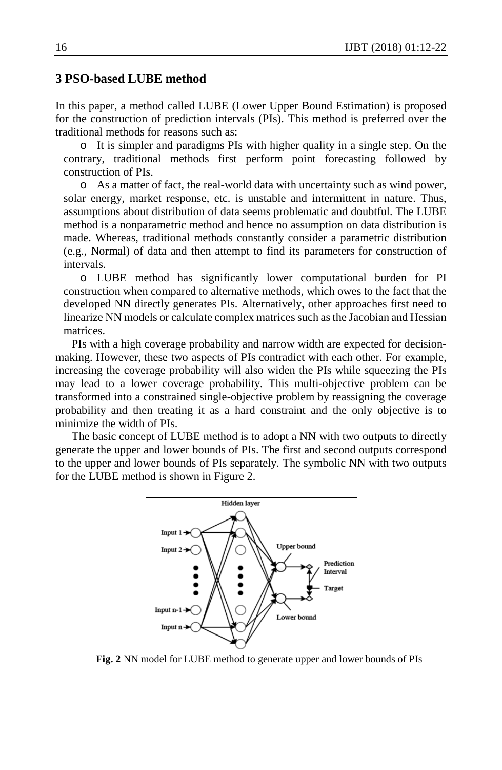## 3 PSO-based LUBE method

In this paper, a method called LUBE (Lower Upper Bound Estimation) is proposed for the construction of prediction intervals (PIs). This method is preferred over the traditional methods for reasons such as:

- It is simpler and paradigms PIs with higher quality in a single step. On the contrary, traditional methods first perform point forecasting followed by construction of PIs.
- As a matter of fact, the real-world data with uncertainty such as wind power, solar energy, market response, etc. is unstable and intermittent in nature. Thus, assumptions about distribution of data seems problematic and doubtful. The LUBE method is a nonparametric method and hence no assumption on data distribution is made. Whereas, traditional methods constantly consider a parametric distribution (e.g., Normal) of data and then attempt to find its parameters for construction of intervals.
- LUBE method has significantly lower computational burden for PI construction when compared to alternative methods, which owes to the fact that the developed NN directly generates PIs. Alternatively, other approaches first need to linearize NN models or calculate complex matrices such as the Jacobian and Hessian matrices.

PIs with a high coverage probability and narrow width are expected for decision-making. However, these two aspects of PIs contradict with each other. For example, increasing the coverage probability will also widen the PIs while squeezing the PIs may lead to a lower coverage probability. This multi-objective problem can be transformed into a constrained single-objective problem by reassigning the coverage probability and then treating it as a hard constraint and the only objective is to minimize the width of PIs.

The basic concept of LUBE method is to adopt a NN with two outputs to directly generate the upper and lower bounds of PIs. The first and second outputs correspond to the upper and lower bounds of PIs separately. The symbolic NN with two outputs for the LUBE method is shown in Figure 2.

**Fig. 2** NN model for LUBE method to generate upper and lower bounds of PIs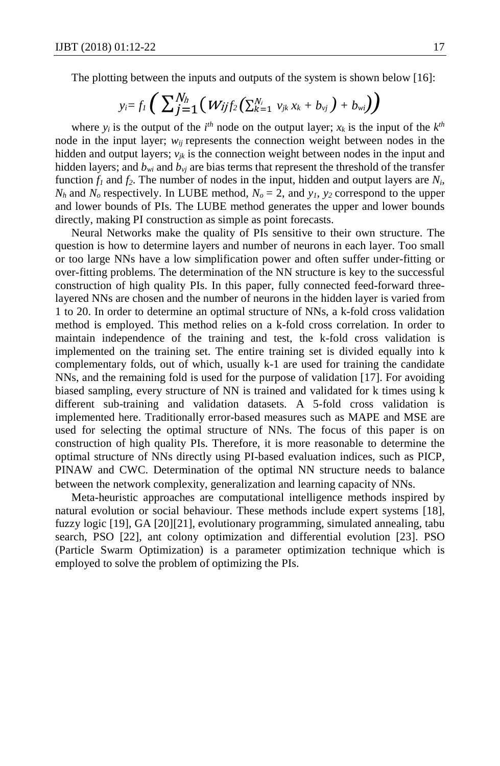The plotting between the inputs and outputs of the system is shown below [16]:

$$y_i = f_1\left(\sum_{j=1}^{N_h}\left(w_{ij} f_2\left(\sum_{k=1}^{N_i} v_{jk}\, x_k + b_{vj}\right) + b_{wi}\right)\right)$$

where $y_i$ is the output of the $i^{th}$ node on the output layer; $x_k$ is the input of the $k^{th}$ node in the input layer; $w_{ij}$ represents the connection weight between nodes in the hidden and output layers; $v_{jk}$ is the connection weight between nodes in the input and hidden layers; and $b_{wi}$ and $b_{vj}$ are bias terms that represent the threshold of the transfer function $f_1$ and $f_2$. The number of nodes in the input, hidden and output layers are $N_i$, $N_h$ and $N_o$ respectively. In LUBE method, $N_o = 2$, and $y_1$, $y_2$ correspond to the upper and lower bounds of PIs. The LUBE method generates the upper and lower bounds directly, making PI construction as simple as point forecasts.

Neural Networks make the quality of PIs sensitive to their own structure. The question is how to determine layers and number of neurons in each layer. Too small or too large NNs have a low simplification power and often suffer under-fitting or over-fitting problems. The determination of the NN structure is key to the successful construction of high quality PIs. In this paper, fully connected feed-forward three-layered NNs are chosen and the number of neurons in the hidden layer is varied from 1 to 20. In order to determine an optimal structure of NNs, a k-fold cross validation method is employed. This method relies on a k-fold cross correlation. In order to maintain independence of the training and test, the k-fold cross validation is implemented on the training set. The entire training set is divided equally into k complementary folds, out of which, usually k-1 are used for training the candidate NNs, and the remaining fold is used for the purpose of validation [17]. For avoiding biased sampling, every structure of NN is trained and validated for k times using k different sub-training and validation datasets. A 5-fold cross validation is implemented here. Traditionally error-based measures such as MAPE and MSE are used for selecting the optimal structure of NNs. The focus of this paper is on construction of high quality PIs. Therefore, it is more reasonable to determine the optimal structure of NNs directly using PI-based evaluation indices, such as PICP, PINAW and CWC. Determination of the optimal NN structure needs to balance between the network complexity, generalization and learning capacity of NNs.

Meta-heuristic approaches are computational intelligence methods inspired by natural evolution or social behaviour. These methods include expert systems [18], fuzzy logic [19], GA [20][21], evolutionary programming, simulated annealing, tabu search, PSO [22], ant colony optimization and differential evolution [23]. PSO (Particle Swarm Optimization) is a parameter optimization technique which is employed to solve the problem of optimizing the PIs.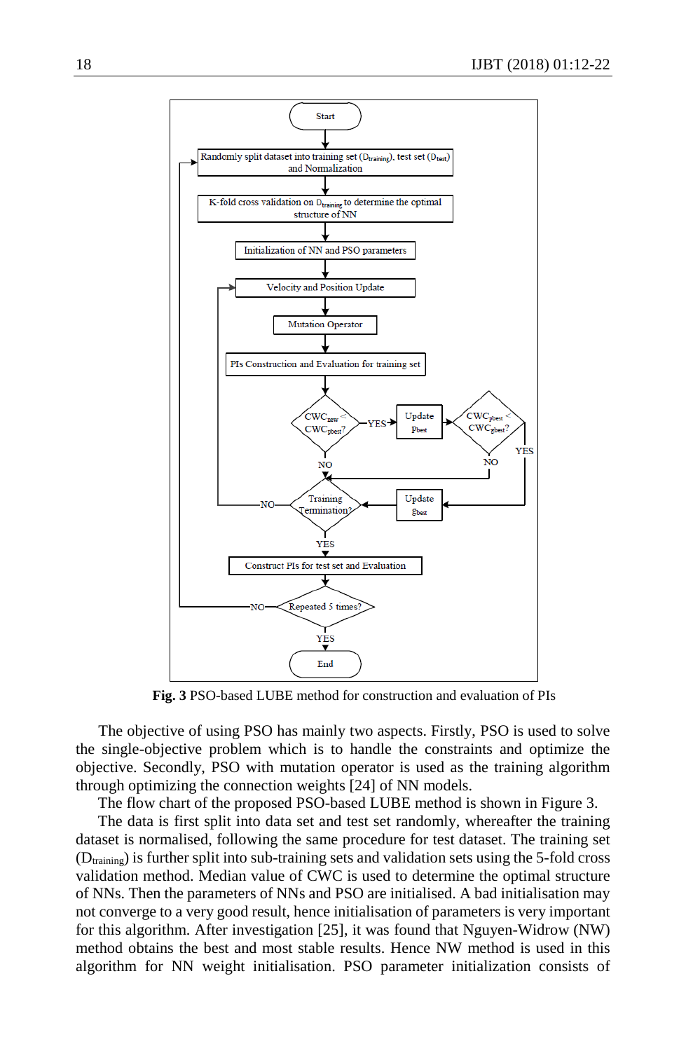**Fig. 3** PSO-based LUBE method for construction and evaluation of PIs

The objective of using PSO has mainly two aspects. Firstly, PSO is used to solve the single-objective problem which is to handle the constraints and optimize the objective. Secondly, PSO with mutation operator is used as the training algorithm through optimizing the connection weights [24] of NN models.

The flow chart of the proposed PSO-based LUBE method is shown in Figure 3.

The data is first split into data set and test set randomly, whereafter the training dataset is normalised, following the same procedure for test dataset. The training set ($D_{training}$) is further split into sub-training sets and validation sets using the 5-fold cross validation method. Median value of CWC is used to determine the optimal structure of NNs. Then the parameters of NNs and PSO are initialised. A bad initialisation may not converge to a very good result, hence initialisation of parameters is very important for this algorithm. After investigation [25], it was found that Nguyen-Widrow (NW) method obtains the best and most stable results. Hence NW method is used in this algorithm for NN weight initialisation. PSO parameter initialization consists of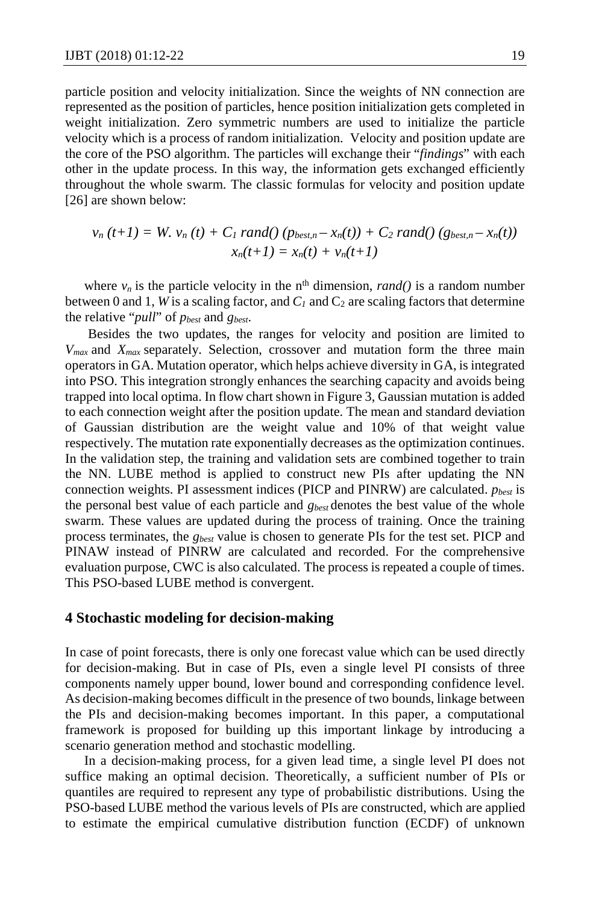particle position and velocity initialization. Since the weights of NN connection are represented as the position of particles, hence position initialization gets completed in weight initialization. Zero symmetric numbers are used to initialize the particle velocity which is a process of random initialization. Velocity and position update are the core of the PSO algorithm. The particles will exchange their "*findings*" with each other in the update process. In this way, the information gets exchanged efficiently throughout the whole swarm. The classic formulas for velocity and position update [26] are shown below:

$$v_n(t+1) = W.\, v_n(t) + C_1\, rand()\, (p_{best,n} - x_n(t)) + C_2\, rand()\, (g_{best,n} - x_n(t))$$
$$x_n(t+1) = x_n(t) + v_n(t+1)$$

where $v_n$ is the particle velocity in the n[th] dimension, *rand()* is a random number between 0 and 1, $W$ is a scaling factor, and $C_1$ and $C_2$ are scaling factors that determine the relative "*pull*" of $p_{best}$ and $g_{best}$.

Besides the two updates, the ranges for velocity and position are limited to $V_{max}$ and $X_{max}$ separately. Selection, crossover and mutation form the three main operators in GA. Mutation operator, which helps achieve diversity in GA, is integrated into PSO. This integration strongly enhances the searching capacity and avoids being trapped into local optima. In flow chart shown in Figure 3, Gaussian mutation is added to each connection weight after the position update. The mean and standard deviation of Gaussian distribution are the weight value and 10% of that weight value respectively. The mutation rate exponentially decreases as the optimization continues. In the validation step, the training and validation sets are combined together to train the NN. LUBE method is applied to construct new PIs after updating the NN connection weights. PI assessment indices (PICP and PINRW) are calculated. $p_{best}$ is the personal best value of each particle and $g_{best}$ denotes the best value of the whole swarm. These values are updated during the process of training. Once the training process terminates, the $g_{best}$ value is chosen to generate PIs for the test set. PICP and PINAW instead of PINRW are calculated and recorded. For the comprehensive evaluation purpose, CWC is also calculated. The process is repeated a couple of times. This PSO-based LUBE method is convergent.

## 4 Stochastic modeling for decision-making

In case of point forecasts, there is only one forecast value which can be used directly for decision-making. But in case of PIs, even a single level PI consists of three components namely upper bound, lower bound and corresponding confidence level. As decision-making becomes difficult in the presence of two bounds, linkage between the PIs and decision-making becomes important. In this paper, a computational framework is proposed for building up this important linkage by introducing a scenario generation method and stochastic modelling.

In a decision-making process, for a given lead time, a single level PI does not suffice making an optimal decision. Theoretically, a sufficient number of PIs or quantiles are required to represent any type of probabilistic distributions. Using the PSO-based LUBE method the various levels of PIs are constructed, which are applied to estimate the empirical cumulative distribution function (ECDF) of unknown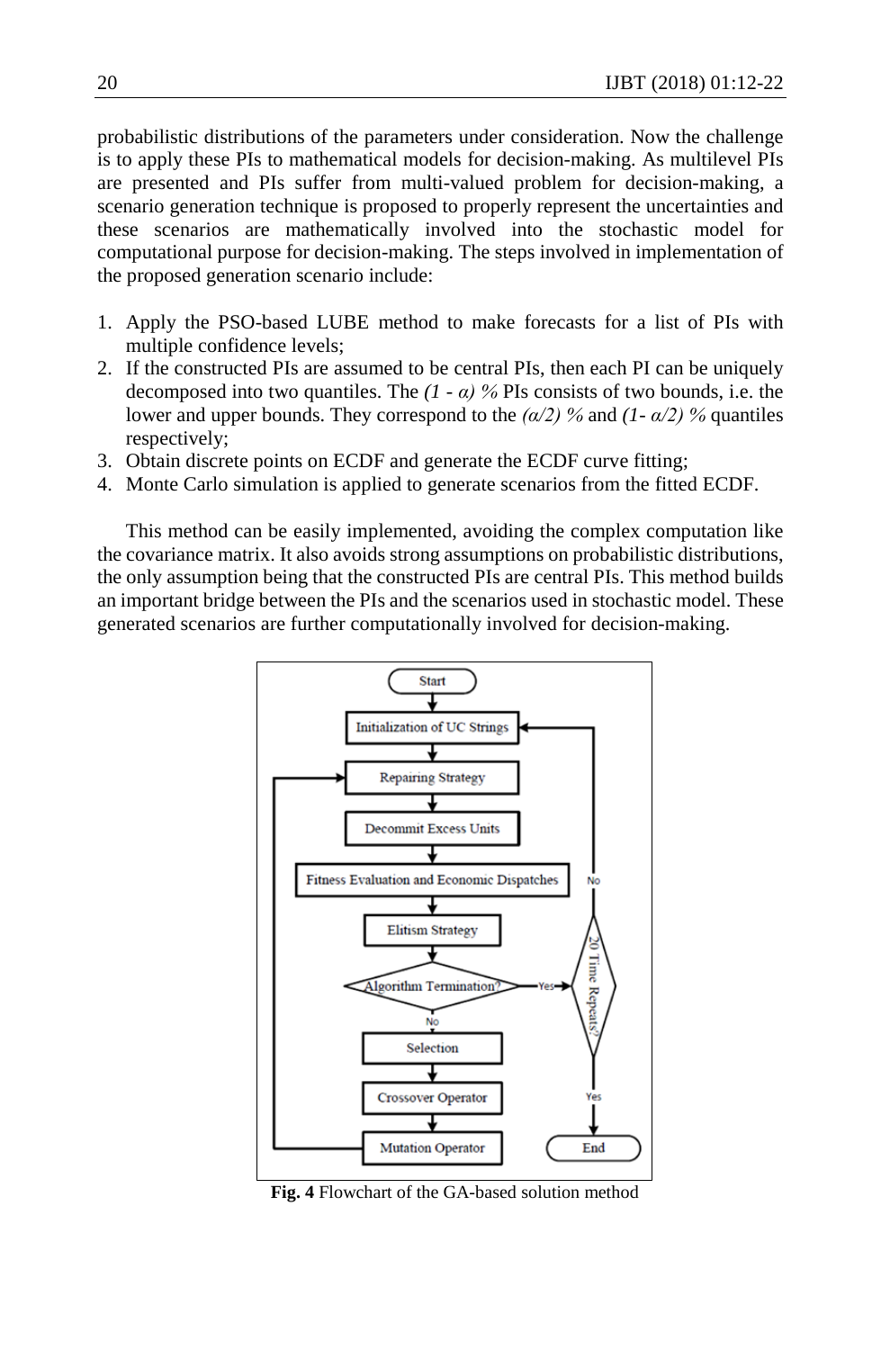probabilistic distributions of the parameters under consideration. Now the challenge is to apply these PIs to mathematical models for decision-making. As multilevel PIs are presented and PIs suffer from multi-valued problem for decision-making, a scenario generation technique is proposed to properly represent the uncertainties and these scenarios are mathematically involved into the stochastic model for computational purpose for decision-making. The steps involved in implementation of the proposed generation scenario include:

1. Apply the PSO-based LUBE method to make forecasts for a list of PIs with multiple confidence levels;
2. If the constructed PIs are assumed to be central PIs, then each PI can be uniquely decomposed into two quantiles. The $(1 - \alpha)$ % PIs consists of two bounds, i.e. the lower and upper bounds. They correspond to the $(\alpha/2)$ % and $(1- \alpha/2)$ % quantiles respectively;
3. Obtain discrete points on ECDF and generate the ECDF curve fitting;
4. Monte Carlo simulation is applied to generate scenarios from the fitted ECDF.

This method can be easily implemented, avoiding the complex computation like the covariance matrix. It also avoids strong assumptions on probabilistic distributions, the only assumption being that the constructed PIs are central PIs. This method builds an important bridge between the PIs and the scenarios used in stochastic model. These generated scenarios are further computationally involved for decision-making.

**Fig. 4** Flowchart of the GA-based solution method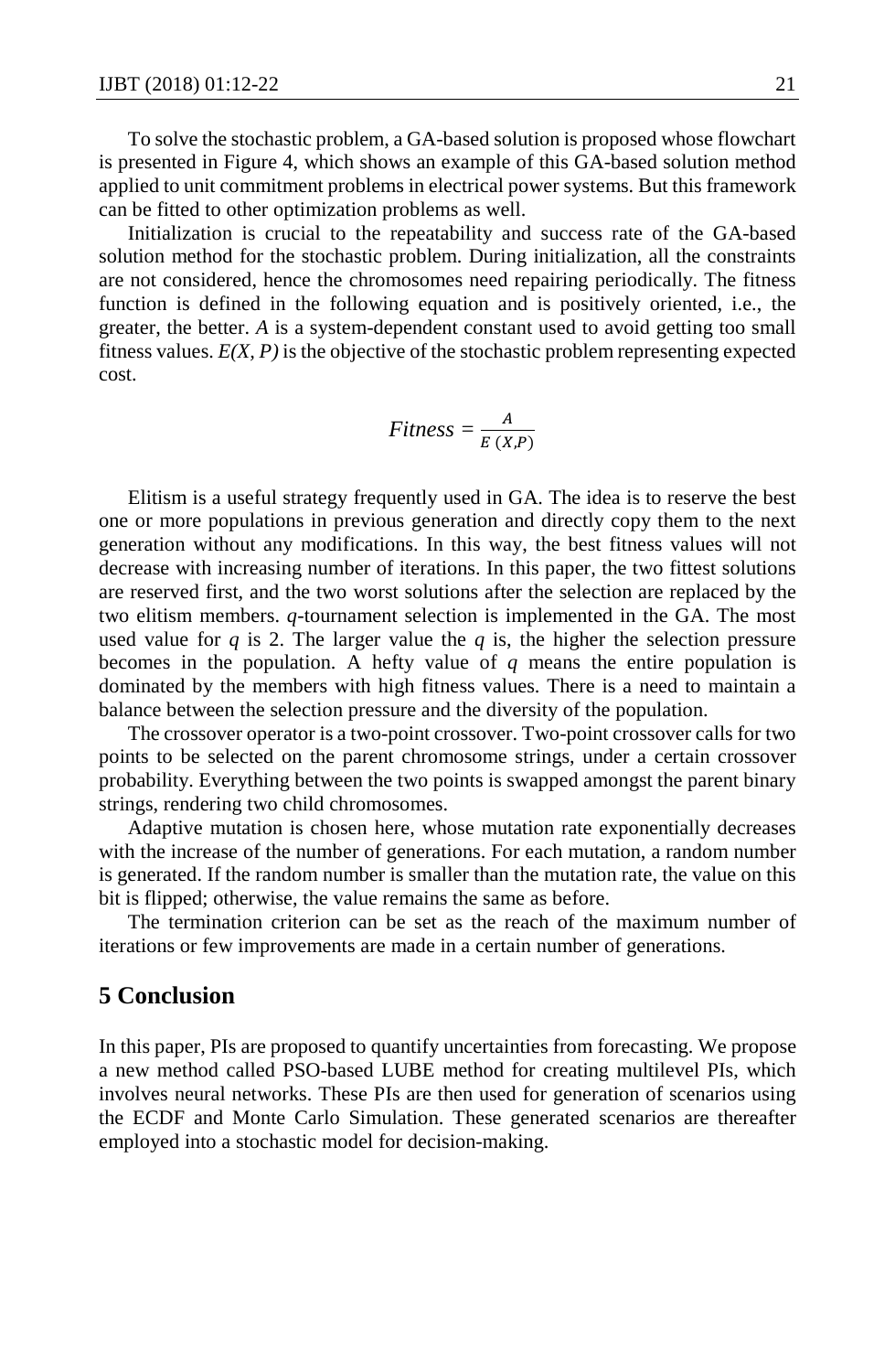To solve the stochastic problem, a GA-based solution is proposed whose flowchart is presented in Figure 4, which shows an example of this GA-based solution method applied to unit commitment problems in electrical power systems. But this framework can be fitted to other optimization problems as well.

Initialization is crucial to the repeatability and success rate of the GA-based solution method for the stochastic problem. During initialization, all the constraints are not considered, hence the chromosomes need repairing periodically. The fitness function is defined in the following equation and is positively oriented, i.e., the greater, the better. *A* is a system-dependent constant used to avoid getting too small fitness values. *E(X, P)* is the objective of the stochastic problem representing expected cost.

$$Fitness = \frac{A}{E\,(X,P)}$$

Elitism is a useful strategy frequently used in GA. The idea is to reserve the best one or more populations in previous generation and directly copy them to the next generation without any modifications. In this way, the best fitness values will not decrease with increasing number of iterations. In this paper, the two fittest solutions are reserved first, and the two worst solutions after the selection are replaced by the two elitism members. $q$-tournament selection is implemented in the GA. The most used value for $q$ is 2. The larger value the $q$ is, the higher the selection pressure becomes in the population. A hefty value of $q$ means the entire population is dominated by the members with high fitness values. There is a need to maintain a balance between the selection pressure and the diversity of the population.

The crossover operator is a two-point crossover. Two-point crossover calls for two points to be selected on the parent chromosome strings, under a certain crossover probability. Everything between the two points is swapped amongst the parent binary strings, rendering two child chromosomes.

Adaptive mutation is chosen here, whose mutation rate exponentially decreases with the increase of the number of generations. For each mutation, a random number is generated. If the random number is smaller than the mutation rate, the value on this bit is flipped; otherwise, the value remains the same as before.

The termination criterion can be set as the reach of the maximum number of iterations or few improvements are made in a certain number of generations.

## 5 Conclusion

In this paper, PIs are proposed to quantify uncertainties from forecasting. We propose a new method called PSO-based LUBE method for creating multilevel PIs, which involves neural networks. These PIs are then used for generation of scenarios using the ECDF and Monte Carlo Simulation. These generated scenarios are thereafter employed into a stochastic model for decision-making.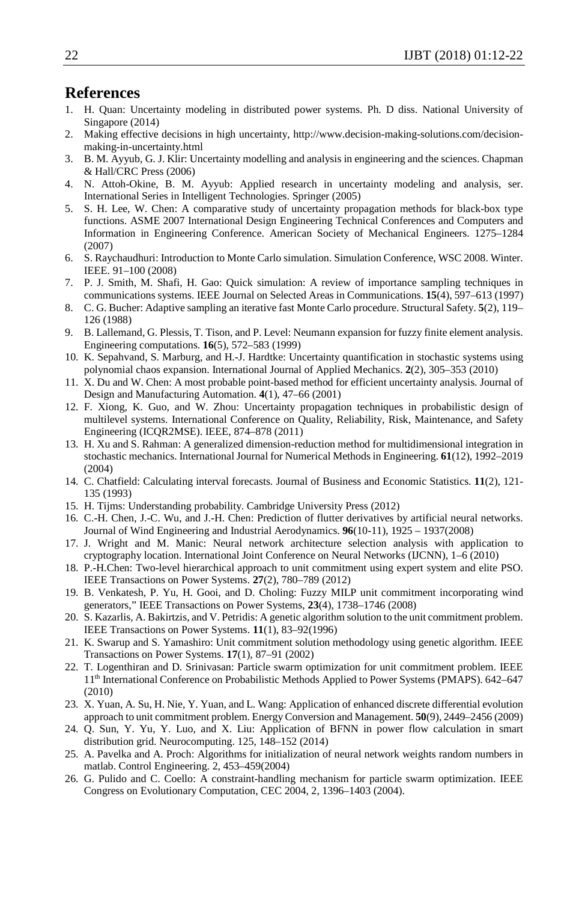## References

1. H. Quan: Uncertainty modeling in distributed power systems. Ph. D diss. National University of Singapore (2014)
2. Making effective decisions in high uncertainty, http://www.decision-making-solutions.com/decision-making-in-uncertainty.html
3. B. M. Ayyub, G. J. Klir: Uncertainty modelling and analysis in engineering and the sciences. Chapman & Hall/CRC Press (2006)
4. N. Attoh-Okine, B. M. Ayyub: Applied research in uncertainty modeling and analysis, ser. International Series in Intelligent Technologies. Springer (2005)
5. S. H. Lee, W. Chen: A comparative study of uncertainty propagation methods for black-box type functions. ASME 2007 International Design Engineering Technical Conferences and Computers and Information in Engineering Conference. American Society of Mechanical Engineers. 1275–1284 (2007)
6. S. Raychaudhuri: Introduction to Monte Carlo simulation. Simulation Conference, WSC 2008. Winter. IEEE. 91–100 (2008)
7. P. J. Smith, M. Shafi, H. Gao: Quick simulation: A review of importance sampling techniques in communications systems. IEEE Journal on Selected Areas in Communications. **15**(4), 597–613 (1997)
8. C. G. Bucher: Adaptive sampling an iterative fast Monte Carlo procedure. Structural Safety. **5**(2), 119–126 (1988)
9. B. Lallemand, G. Plessis, T. Tison, and P. Level: Neumann expansion for fuzzy finite element analysis. Engineering computations. **16**(5), 572–583 (1999)
10. K. Sepahvand, S. Marburg, and H.-J. Hardtke: Uncertainty quantification in stochastic systems using polynomial chaos expansion. International Journal of Applied Mechanics. **2**(2), 305–353 (2010)
11. X. Du and W. Chen: A most probable point-based method for efficient uncertainty analysis. Journal of Design and Manufacturing Automation. **4**(1), 47–66 (2001)
12. F. Xiong, K. Guo, and W. Zhou: Uncertainty propagation techniques in probabilistic design of multilevel systems. International Conference on Quality, Reliability, Risk, Maintenance, and Safety Engineering (ICQR2MSE). IEEE, 874–878 (2011)
13. H. Xu and S. Rahman: A generalized dimension-reduction method for multidimensional integration in stochastic mechanics. International Journal for Numerical Methods in Engineering. **61**(12), 1992–2019 (2004)
14. C. Chatfield: Calculating interval forecasts. Journal of Business and Economic Statistics. **11**(2), 121-135 (1993)
15. H. Tijms: Understanding probability. Cambridge University Press (2012)
16. C.-H. Chen, J.-C. Wu, and J.-H. Chen: Prediction of flutter derivatives by artificial neural networks. Journal of Wind Engineering and Industrial Aerodynamics. **96**(10-11), 1925 – 1937(2008)
17. J. Wright and M. Manic: Neural network architecture selection analysis with application to cryptography location. International Joint Conference on Neural Networks (IJCNN), 1–6 (2010)
18. P.-H.Chen: Two-level hierarchical approach to unit commitment using expert system and elite PSO. IEEE Transactions on Power Systems. **27**(2), 780–789 (2012)
19. B. Venkatesh, P. Yu, H. Gooi, and D. Choling: Fuzzy MILP unit commitment incorporating wind generators," IEEE Transactions on Power Systems, **23**(4), 1738–1746 (2008)
20. S. Kazarlis, A. Bakirtzis, and V. Petridis: A genetic algorithm solution to the unit commitment problem. IEEE Transactions on Power Systems. **11**(1), 83–92(1996)
21. K. Swarup and S. Yamashiro: Unit commitment solution methodology using genetic algorithm. IEEE Transactions on Power Systems. **17**(1), 87–91 (2002)
22. T. Logenthiran and D. Srinivasan: Particle swarm optimization for unit commitment problem. IEEE 11th International Conference on Probabilistic Methods Applied to Power Systems (PMAPS). 642–647 (2010)
23. X. Yuan, A. Su, H. Nie, Y. Yuan, and L. Wang: Application of enhanced discrete differential evolution approach to unit commitment problem. Energy Conversion and Management. **50**(9), 2449–2456 (2009)
24. Q. Sun, Y. Yu, Y. Luo, and X. Liu: Application of BFNN in power flow calculation in smart distribution grid. Neurocomputing. 125, 148–152 (2014)
25. A. Pavelka and A. Proch: Algorithms for initialization of neural network weights random numbers in matlab. Control Engineering. 2, 453–459(2004)
26. G. Pulido and C. Coello: A constraint-handling mechanism for particle swarm optimization. IEEE Congress on Evolutionary Computation, CEC 2004, 2, 1396–1403 (2004).